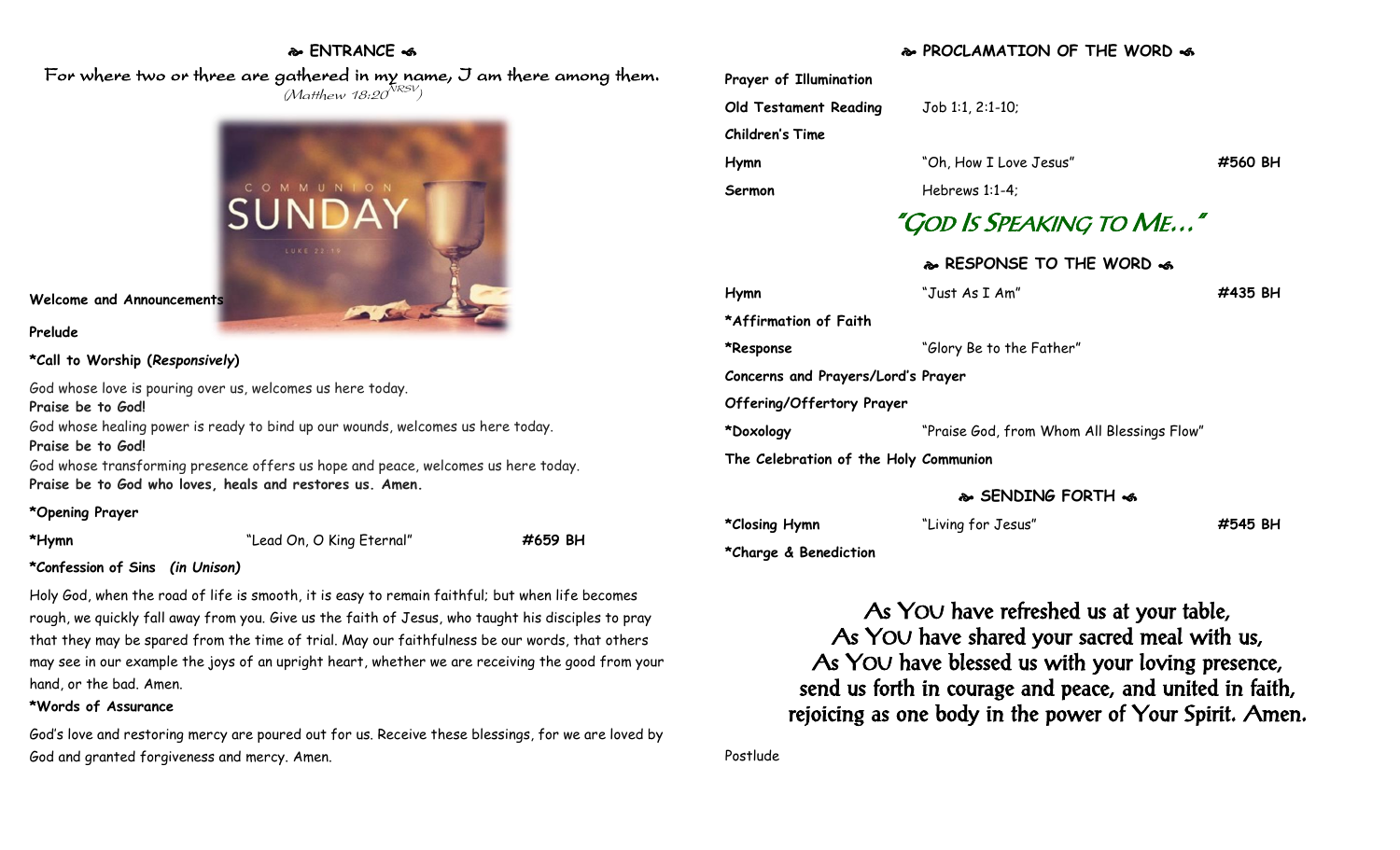## ENTRANCE

For where two or three are gathered in my name, I am there among them.
*(Matthew 18:20 NRSV)*

**Welcome and Announcements**

**Prelude**

***Call to Worship (*Responsively*)**

God whose love is pouring over us, welcomes us here today.
**Praise be to God!**
God whose healing power is ready to bind up our wounds, welcomes us here today.
**Praise be to God!**
God whose transforming presence offers us hope and peace, welcomes us here today.
**Praise be to God who loves, heals and restores us. Amen.**

***Opening Prayer**

| | | |
|---|---|---|
| ***Hymn** | "Lead On, O King Eternal" | **#659 BH** |

***Confession of Sins *(in Unison)***

Holy God, when the road of life is smooth, it is easy to remain faithful; but when life becomes rough, we quickly fall away from you. Give us the faith of Jesus, who taught his disciples to pray that they may be spared from the time of trial. May our faithfulness be our words, that others may see in our example the joys of an upright heart, whether we are receiving the good from your hand, or the bad. Amen.

***Words of Assurance**

God's love and restoring mercy are poured out for us. Receive these blessings, for we are loved by God and granted forgiveness and mercy. Amen.

## PROCLAMATION OF THE WORD

| | | |
|---|---|---|
| **Prayer of Illumination** | | |
| **Old Testament Reading** | Job 1:1, 2:1-10; | |
| **Children's Time** | | |
| **Hymn** | "Oh, How I Love Jesus" | **#560 BH** |
| **Sermon** | Hebrews 1:1-4; | |

### "God Is Speaking to Me…"

## RESPONSE TO THE WORD

| | | |
|---|---|---|
| **Hymn** | "Just As I Am" | **#435 BH** |
| ***Affirmation of Faith** | | |
| ***Response** | "Glory Be to the Father" | |
| **Concerns and Prayers/Lord's Prayer** | | |
| **Offering/Offertory Prayer** | | |
| ***Doxology** | "Praise God, from Whom All Blessings Flow" | |
| **The Celebration of the Holy Communion** | | |

## SENDING FORTH

| | | |
|---|---|---|
| ***Closing Hymn** | "Living for Jesus" | **#545 BH** |
| ***Charge & Benediction** | | |

As YOU have refreshed us at your table,
As YOU have shared your sacred meal with us,
As YOU have blessed us with your loving presence,
send us forth in courage and peace, and united in faith,
rejoicing as one body in the power of Your Spirit. Amen.

Postlude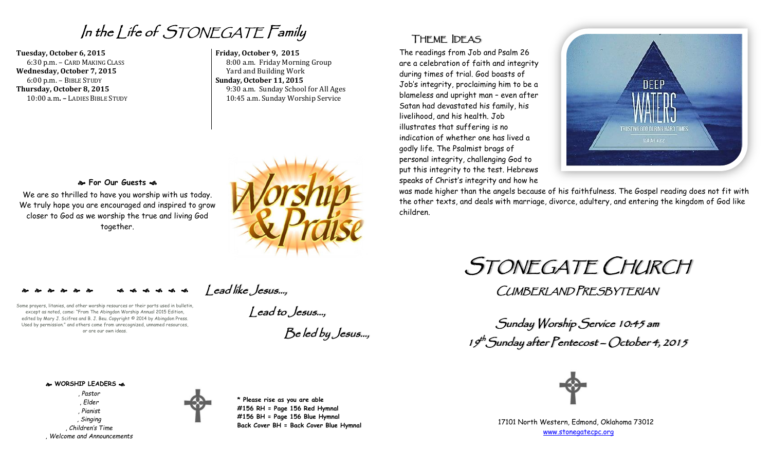# In the Life of STONEGATE Family

**Tuesday, October 6, 2015**
6:30 p.m. – Card Making Class
**Wednesday, October 7, 2015**
6:00 p.m. – Bible Study
**Thursday, October 8, 2015**
10:00 a.m. – Ladies Bible Study

**Friday, October 9, 2015**
8:00 a.m. Friday Morning Group
Yard and Building Work
**Sunday, October 11, 2015**
9:30 a.m. Sunday School for All Ages
10:45 a.m. Sunday Worship Service

**For Our Guests**

We are so thrilled to have you worship with us today. We truly hope you are encouraged and inspired to grow closer to God as we worship the true and living God together.

Lead like Jesus…,

Lead to Jesus…,

Be led by Jesus…,

Some prayers, litanies, and other worship resources or their parts used in bulletin, except as noted, come: "From The Abingdon Worship Annual 2015 Edition, edited by Mary J. Scifres and B. J. Beu. Copyright © 2014 by Abingdon Press. Used by permission." and others come from unrecognized, unnamed resources, or are our own ideas.

**WORSHIP LEADERS**

*, Pastor*
*, Elder*
*, Pianist*
*, Singing*
*, Children's Time*
*, Welcome and Announcements*

**\* Please rise as you are able**
**#156 RH = Page 156 Red Hymnal**
**#156 BH = Page 156 Blue Hymnal**
**Back Cover BH = Back Cover Blue Hymnal**

## Theme Ideas

The readings from Job and Psalm 26 are a celebration of faith and integrity during times of trial. God boasts of Job's integrity, proclaiming him to be a blameless and upright man – even after Satan had devastated his family, his livelihood, and his health. Job illustrates that suffering is no indication of whether one has lived a godly life. The Psalmist brags of personal integrity, challenging God to put this integrity to the test. Hebrews speaks of Christ's integrity and how he was made higher than the angels because of his faithfulness. The Gospel reading does not fit with the other texts, and deals with marriage, divorce, adultery, and entering the kingdom of God like children.

# STONEGATE CHURCH

## CUMBERLAND PRESBYTERIAN

### Sunday Worship Service 10:45 am
### 19th Sunday after Pentecost – October 4, 2015

17101 North Western, Edmond, Oklahoma 73012
www.stonegatecpc.org